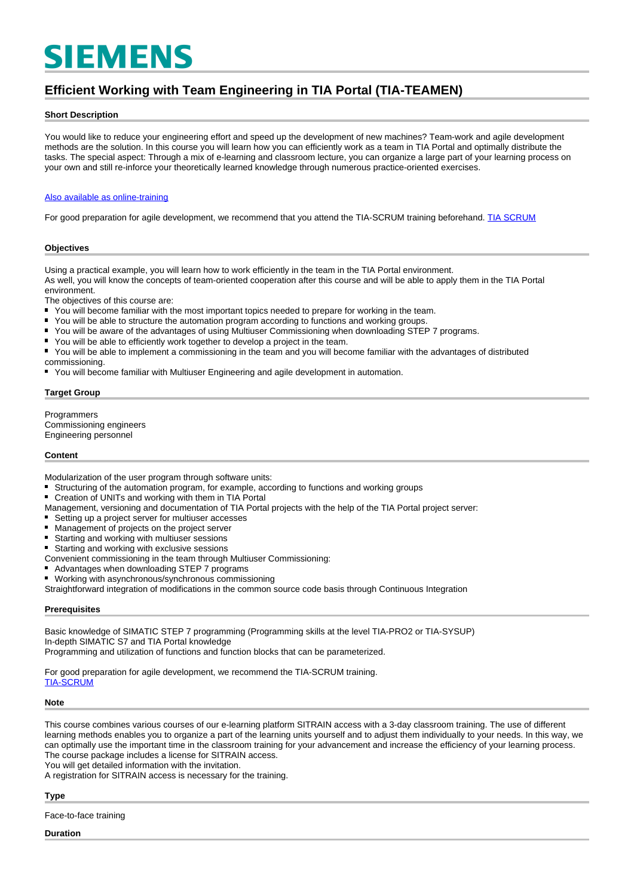# SIEMENS

## Efficient Working with Team Engineering in TIA Portal (TIA-TEAMEN)

### Short Description

You would like to reduce your engineering effort and speed up the development of new machines? Team-work and agile development methods are the solution. In this course you will learn how you can efficiently work as a team in TIA Portal and optimally distribute the tasks. The special aspect: Through a mix of e-learning and classroom lecture, you can organize a large part of your learning process on your own and still re-inforce your theoretically learned knowledge through numerous practice-oriented exercises.

Also available as online-training

For good preparation for agile development, we recommend that you attend the TIA-SCRUM training beforehand. TIA SCRUM

### Objectives

Using a practical example, you will learn how to work efficiently in the team in the TIA Portal environment.
As well, you will know the concepts of team-oriented cooperation after this course and will be able to apply them in the TIA Portal environment.
The objectives of this course are:

- You will become familiar with the most important topics needed to prepare for working in the team.
- You will be able to structure the automation program according to functions and working groups.
- You will be aware of the advantages of using Multiuser Commissioning when downloading STEP 7 programs.
- You will be able to efficiently work together to develop a project in the team.
- You will be able to implement a commissioning in the team and you will become familiar with the advantages of distributed commissioning.
- You will become familiar with Multiuser Engineering and agile development in automation.

### Target Group

Programmers
Commissioning engineers
Engineering personnel

### Content

Modularization of the user program through software units:

- Structuring of the automation program, for example, according to functions and working groups
- Creation of UNITs and working with them in TIA Portal

Management, versioning and documentation of TIA Portal projects with the help of the TIA Portal project server:

- Setting up a project server for multiuser accesses
- Management of projects on the project server
- Starting and working with multiuser sessions
- Starting and working with exclusive sessions

Convenient commissioning in the team through Multiuser Commissioning:

- Advantages when downloading STEP 7 programs
- Working with asynchronous/synchronous commissioning

Straightforward integration of modifications in the common source code basis through Continuous Integration

### Prerequisites

Basic knowledge of SIMATIC STEP 7 programming (Programming skills at the level TIA-PRO2 or TIA-SYSUP)
In-depth SIMATIC S7 and TIA Portal knowledge
Programming and utilization of functions and function blocks that can be parameterized.

For good preparation for agile development, we recommend the TIA-SCRUM training.
TIA-SCRUM

### Note

This course combines various courses of our e-learning platform SITRAIN access with a 3-day classroom training. The use of different learning methods enables you to organize a part of the learning units yourself and to adjust them individually to your needs. In this way, we can optimally use the important time in the classroom training for your advancement and increase the efficiency of your learning process.
The course package includes a license for SITRAIN access.
You will get detailed information with the invitation.
A registration for SITRAIN access is necessary for the training.

### Type

Face-to-face training

### Duration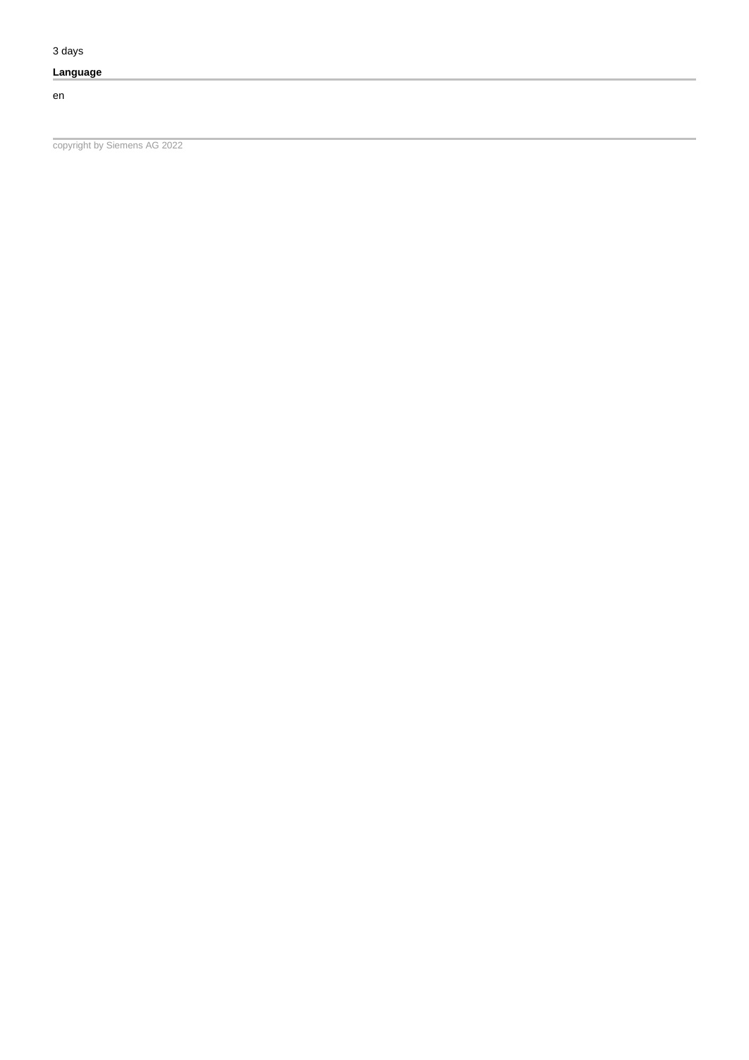3 days

**Language**

en

copyright by Siemens AG 2022